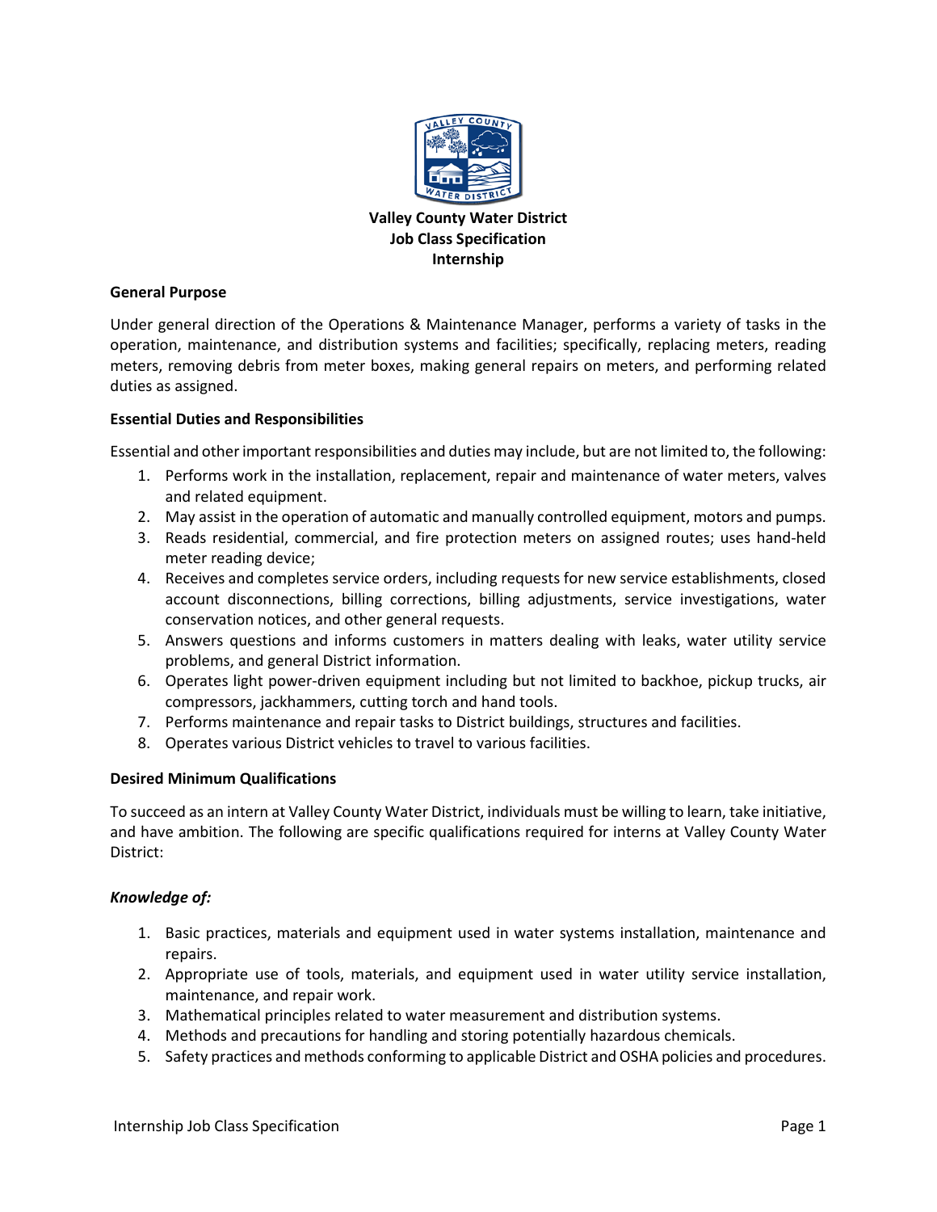# Valley County Water District
## Job Class Specification
## Internship

### General Purpose

Under general direction of the Operations & Maintenance Manager, performs a variety of tasks in the operation, maintenance, and distribution systems and facilities; specifically, replacing meters, reading meters, removing debris from meter boxes, making general repairs on meters, and performing related duties as assigned.

### Essential Duties and Responsibilities

Essential and other important responsibilities and duties may include, but are not limited to, the following:

1. Performs work in the installation, replacement, repair and maintenance of water meters, valves and related equipment.
2. May assist in the operation of automatic and manually controlled equipment, motors and pumps.
3. Reads residential, commercial, and fire protection meters on assigned routes; uses hand-held meter reading device;
4. Receives and completes service orders, including requests for new service establishments, closed account disconnections, billing corrections, billing adjustments, service investigations, water conservation notices, and other general requests.
5. Answers questions and informs customers in matters dealing with leaks, water utility service problems, and general District information.
6. Operates light power-driven equipment including but not limited to backhoe, pickup trucks, air compressors, jackhammers, cutting torch and hand tools.
7. Performs maintenance and repair tasks to District buildings, structures and facilities.
8. Operates various District vehicles to travel to various facilities.

### Desired Minimum Qualifications

To succeed as an intern at Valley County Water District, individuals must be willing to learn, take initiative, and have ambition. The following are specific qualifications required for interns at Valley County Water District:

***Knowledge of:***

1. Basic practices, materials and equipment used in water systems installation, maintenance and repairs.
2. Appropriate use of tools, materials, and equipment used in water utility service installation, maintenance, and repair work.
3. Mathematical principles related to water measurement and distribution systems.
4. Methods and precautions for handling and storing potentially hazardous chemicals.
5. Safety practices and methods conforming to applicable District and OSHA policies and procedures.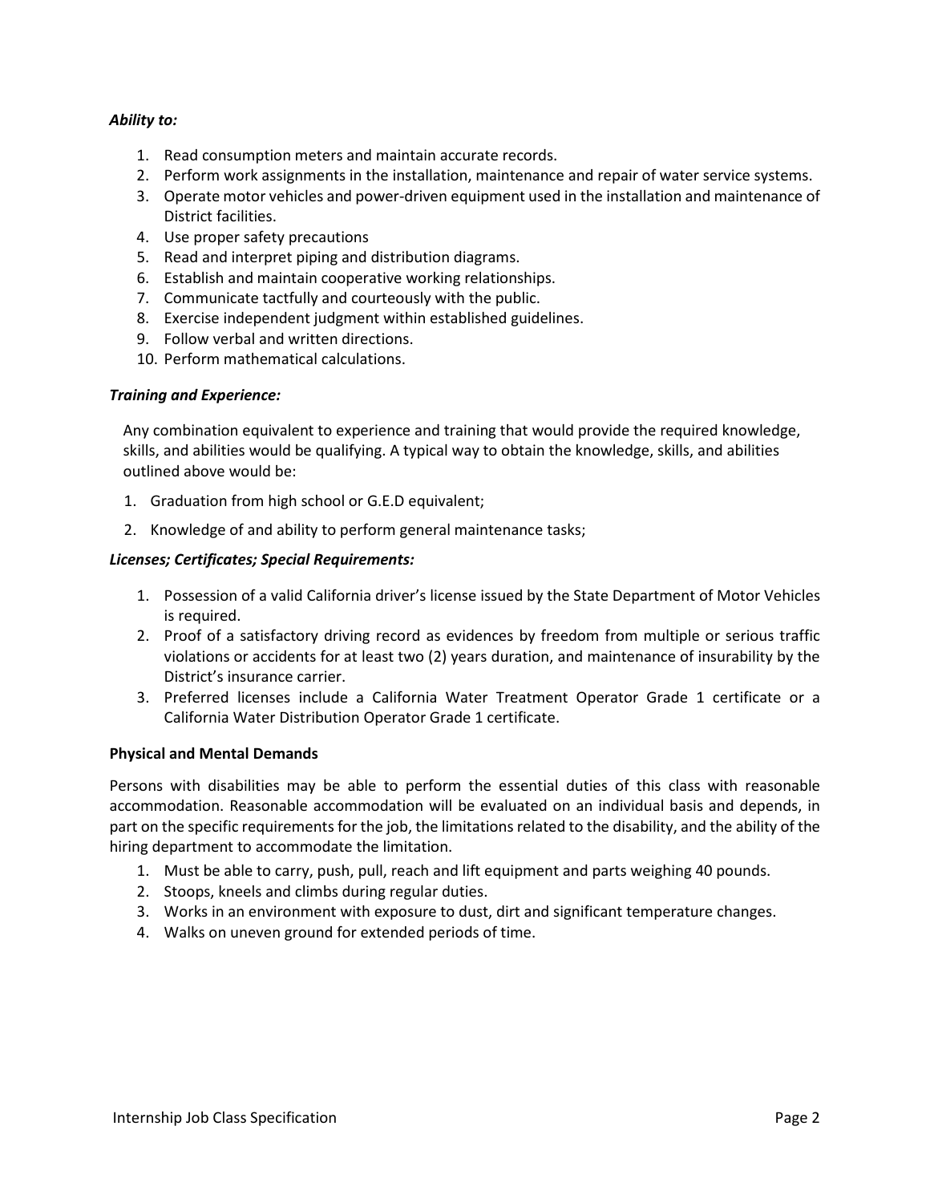***Ability to:***

1. Read consumption meters and maintain accurate records.
2. Perform work assignments in the installation, maintenance and repair of water service systems.
3. Operate motor vehicles and power-driven equipment used in the installation and maintenance of District facilities.
4. Use proper safety precautions
5. Read and interpret piping and distribution diagrams.
6. Establish and maintain cooperative working relationships.
7. Communicate tactfully and courteously with the public.
8. Exercise independent judgment within established guidelines.
9. Follow verbal and written directions.
10. Perform mathematical calculations.

***Training and Experience:***

Any combination equivalent to experience and training that would provide the required knowledge, skills, and abilities would be qualifying. A typical way to obtain the knowledge, skills, and abilities outlined above would be:

1. Graduation from high school or G.E.D equivalent;
2. Knowledge of and ability to perform general maintenance tasks;

***Licenses; Certificates; Special Requirements:***

1. Possession of a valid California driver's license issued by the State Department of Motor Vehicles is required.
2. Proof of a satisfactory driving record as evidences by freedom from multiple or serious traffic violations or accidents for at least two (2) years duration, and maintenance of insurability by the District's insurance carrier.
3. Preferred licenses include a California Water Treatment Operator Grade 1 certificate or a California Water Distribution Operator Grade 1 certificate.

**Physical and Mental Demands**

Persons with disabilities may be able to perform the essential duties of this class with reasonable accommodation. Reasonable accommodation will be evaluated on an individual basis and depends, in part on the specific requirements for the job, the limitations related to the disability, and the ability of the hiring department to accommodate the limitation.

1. Must be able to carry, push, pull, reach and lift equipment and parts weighing 40 pounds.
2. Stoops, kneels and climbs during regular duties.
3. Works in an environment with exposure to dust, dirt and significant temperature changes.
4. Walks on uneven ground for extended periods of time.